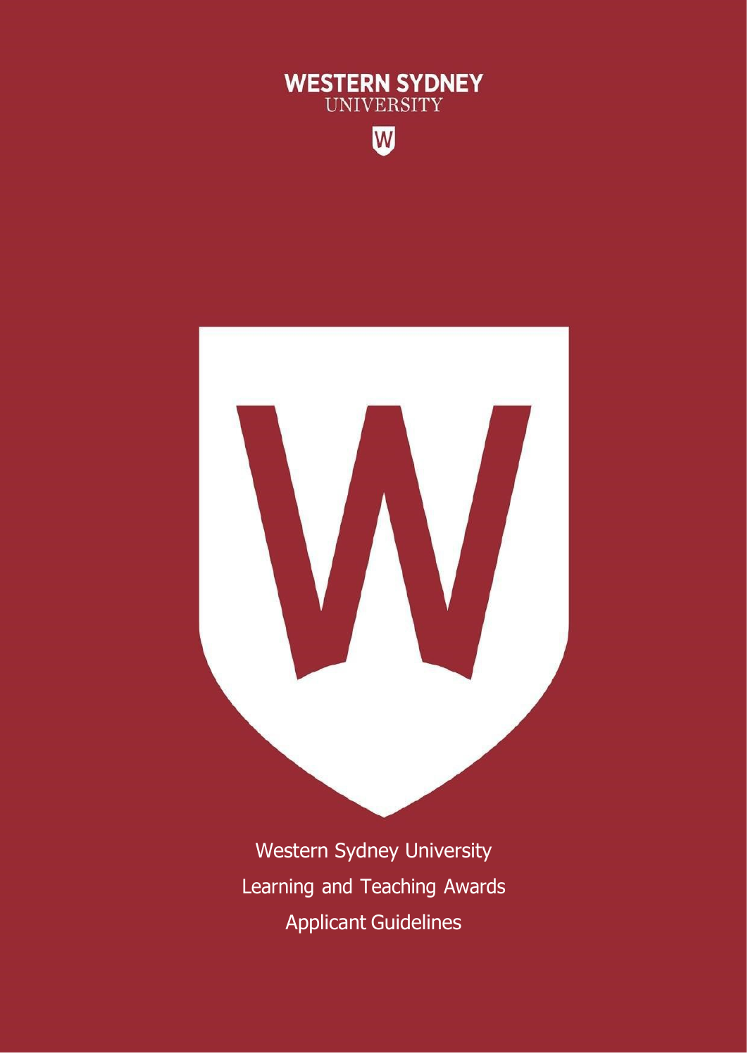WESTERN SYDNEY
UNIVERSITY

# Western Sydney University Learning and Teaching Awards Applicant Guidelines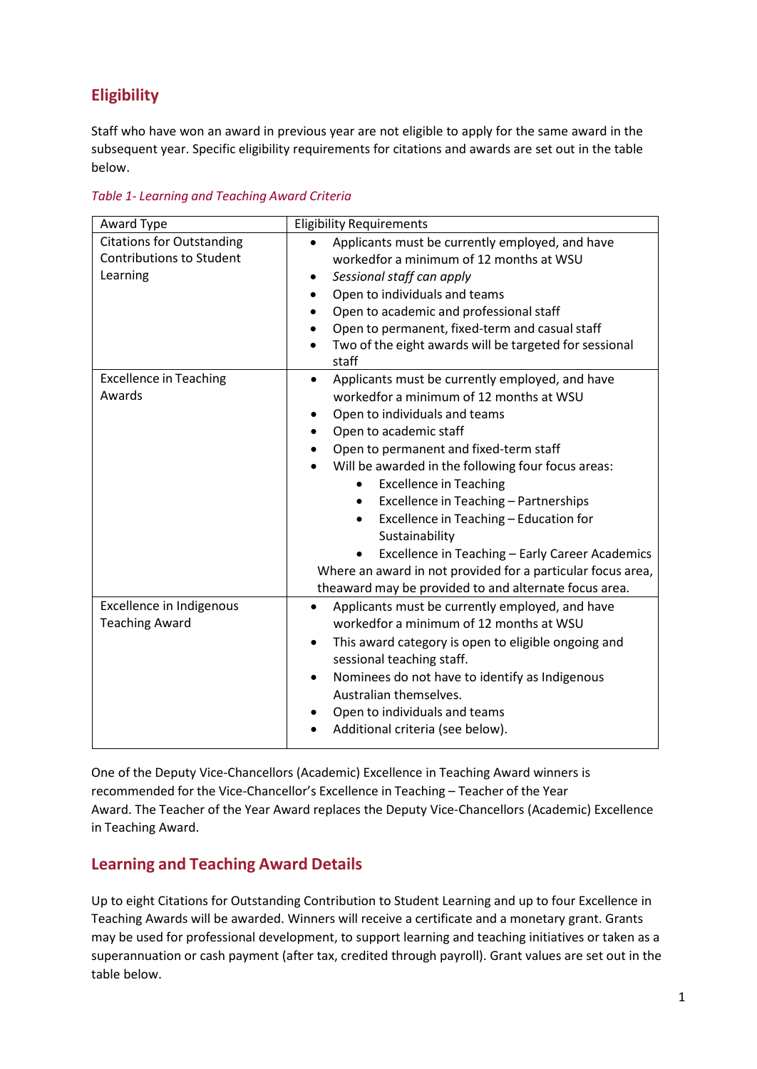## Eligibility

Staff who have won an award in previous year are not eligible to apply for the same award in the subsequent year. Specific eligibility requirements for citations and awards are set out in the table below.

*Table 1- Learning and Teaching Award Criteria*

| Award Type | Eligibility Requirements |
|---|---|
| Citations for Outstanding Contributions to Student Learning | • Applicants must be currently employed, and have workedfor a minimum of 12 months at WSU<br>• *Sessional staff can apply*<br>• Open to individuals and teams<br>• Open to academic and professional staff<br>• Open to permanent, fixed-term and casual staff<br>• Two of the eight awards will be targeted for sessional staff |
| Excellence in Teaching Awards | • Applicants must be currently employed, and have workedfor a minimum of 12 months at WSU<br>• Open to individuals and teams<br>• Open to academic staff<br>• Open to permanent and fixed-term staff<br>• Will be awarded in the following four focus areas:<br>  ◦ Excellence in Teaching<br>  ◦ Excellence in Teaching – Partnerships<br>  ◦ Excellence in Teaching – Education for Sustainability<br>  ◦ Excellence in Teaching – Early Career Academics<br>Where an award in not provided for a particular focus area, theaward may be provided to and alternate focus area. |
| Excellence in Indigenous Teaching Award | • Applicants must be currently employed, and have workedfor a minimum of 12 months at WSU<br>• This award category is open to eligible ongoing and sessional teaching staff.<br>• Nominees do not have to identify as Indigenous Australian themselves.<br>• Open to individuals and teams<br>• Additional criteria (see below). |

One of the Deputy Vice-Chancellors (Academic) Excellence in Teaching Award winners is recommended for the Vice-Chancellor's Excellence in Teaching – Teacher of the Year Award. The Teacher of the Year Award replaces the Deputy Vice-Chancellors (Academic) Excellence in Teaching Award.

## Learning and Teaching Award Details

Up to eight Citations for Outstanding Contribution to Student Learning and up to four Excellence in Teaching Awards will be awarded. Winners will receive a certificate and a monetary grant. Grants may be used for professional development, to support learning and teaching initiatives or taken as a superannuation or cash payment (after tax, credited through payroll). Grant values are set out in the table below.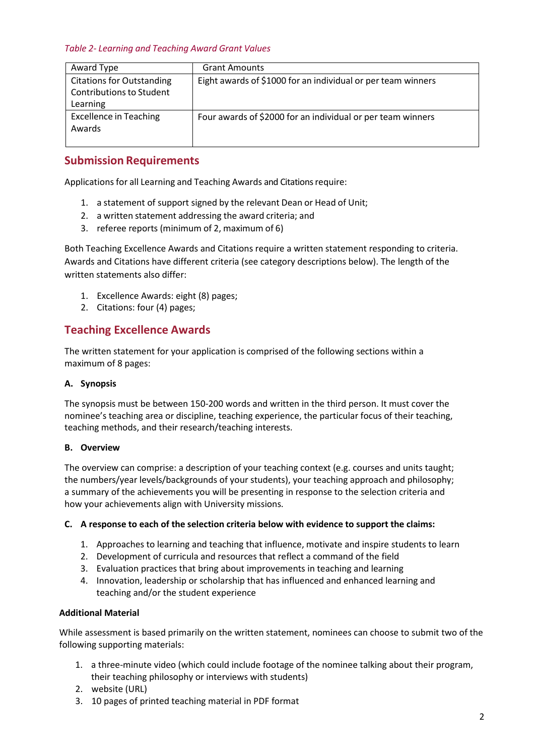*Table 2- Learning and Teaching Award Grant Values*

| Award Type | Grant Amounts |
|---|---|
| Citations for Outstanding Contributions to Student Learning | Eight awards of $1000 for an individual or per team winners |
| Excellence in Teaching Awards | Four awards of $2000 for an individual or per team winners |

## Submission Requirements

Applications for all Learning and Teaching Awards and Citations require:

1. a statement of support signed by the relevant Dean or Head of Unit;
2. a written statement addressing the award criteria; and
3. referee reports (minimum of 2, maximum of 6)

Both Teaching Excellence Awards and Citations require a written statement responding to criteria. Awards and Citations have different criteria (see category descriptions below). The length of the written statements also differ:

1. Excellence Awards: eight (8) pages;
2. Citations: four (4) pages;

## Teaching Excellence Awards

The written statement for your application is comprised of the following sections within a maximum of 8 pages:

**A. Synopsis**

The synopsis must be between 150-200 words and written in the third person. It must cover the nominee's teaching area or discipline, teaching experience, the particular focus of their teaching, teaching methods, and their research/teaching interests.

**B. Overview**

The overview can comprise: a description of your teaching context (e.g. courses and units taught; the numbers/year levels/backgrounds of your students), your teaching approach and philosophy; a summary of the achievements you will be presenting in response to the selection criteria and how your achievements align with University missions.

**C. A response to each of the selection criteria below with evidence to support the claims:**

1. Approaches to learning and teaching that influence, motivate and inspire students to learn
2. Development of curricula and resources that reflect a command of the field
3. Evaluation practices that bring about improvements in teaching and learning
4. Innovation, leadership or scholarship that has influenced and enhanced learning and teaching and/or the student experience

**Additional Material**

While assessment is based primarily on the written statement, nominees can choose to submit two of the following supporting materials:

1. a three-minute video (which could include footage of the nominee talking about their program, their teaching philosophy or interviews with students)
2. website (URL)
3. 10 pages of printed teaching material in PDF format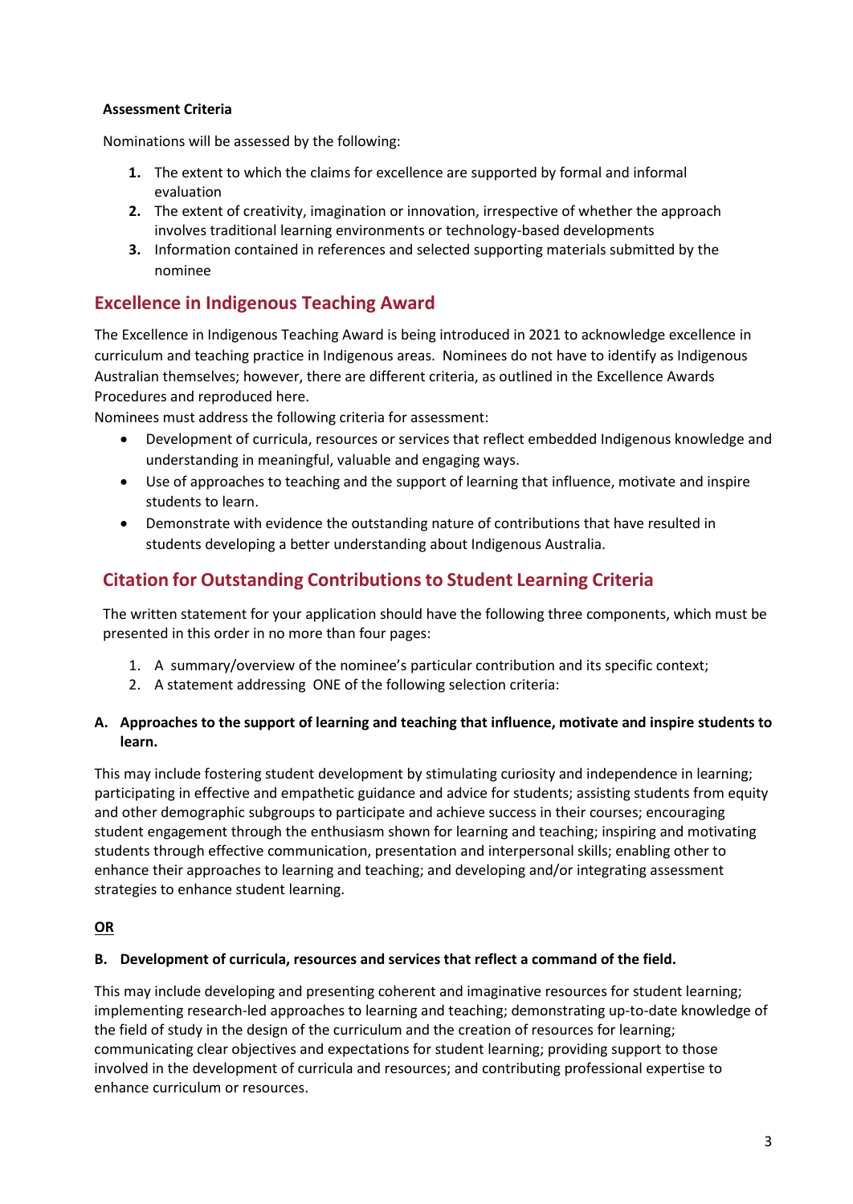**Assessment Criteria**

Nominations will be assessed by the following:

1. The extent to which the claims for excellence are supported by formal and informal evaluation
2. The extent of creativity, imagination or innovation, irrespective of whether the approach involves traditional learning environments or technology-based developments
3. Information contained in references and selected supporting materials submitted by the nominee

## Excellence in Indigenous Teaching Award

The Excellence in Indigenous Teaching Award is being introduced in 2021 to acknowledge excellence in curriculum and teaching practice in Indigenous areas. Nominees do not have to identify as Indigenous Australian themselves; however, there are different criteria, as outlined in the Excellence Awards Procedures and reproduced here.

Nominees must address the following criteria for assessment:

- Development of curricula, resources or services that reflect embedded Indigenous knowledge and understanding in meaningful, valuable and engaging ways.
- Use of approaches to teaching and the support of learning that influence, motivate and inspire students to learn.
- Demonstrate with evidence the outstanding nature of contributions that have resulted in students developing a better understanding about Indigenous Australia.

## Citation for Outstanding Contributions to Student Learning Criteria

The written statement for your application should have the following three components, which must be presented in this order in no more than four pages:

1. A summary/overview of the nominee's particular contribution and its specific context;
2. A statement addressing ONE of the following selection criteria:

**A. Approaches to the support of learning and teaching that influence, motivate and inspire students to learn.**

This may include fostering student development by stimulating curiosity and independence in learning; participating in effective and empathetic guidance and advice for students; assisting students from equity and other demographic subgroups to participate and achieve success in their courses; encouraging student engagement through the enthusiasm shown for learning and teaching; inspiring and motivating students through effective communication, presentation and interpersonal skills; enabling other to enhance their approaches to learning and teaching; and developing and/or integrating assessment strategies to enhance student learning.

**OR**

**B. Development of curricula, resources and services that reflect a command of the field.**

This may include developing and presenting coherent and imaginative resources for student learning; implementing research-led approaches to learning and teaching; demonstrating up-to-date knowledge of the field of study in the design of the curriculum and the creation of resources for learning; communicating clear objectives and expectations for student learning; providing support to those involved in the development of curricula and resources; and contributing professional expertise to enhance curriculum or resources.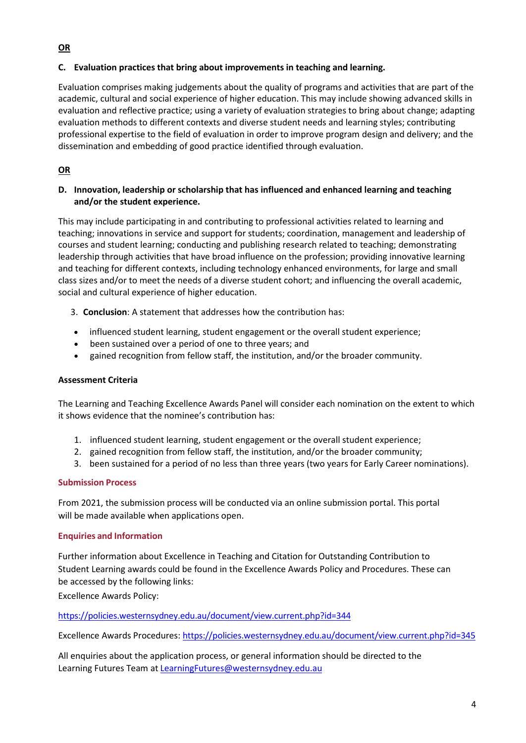**OR**

**C. Evaluation practices that bring about improvements in teaching and learning.**

Evaluation comprises making judgements about the quality of programs and activities that are part of the academic, cultural and social experience of higher education. This may include showing advanced skills in evaluation and reflective practice; using a variety of evaluation strategies to bring about change; adapting evaluation methods to different contexts and diverse student needs and learning styles; contributing professional expertise to the field of evaluation in order to improve program design and delivery; and the dissemination and embedding of good practice identified through evaluation.

**OR**

**D. Innovation, leadership or scholarship that has influenced and enhanced learning and teaching and/or the student experience.**

This may include participating in and contributing to professional activities related to learning and teaching; innovations in service and support for students; coordination, management and leadership of courses and student learning; conducting and publishing research related to teaching; demonstrating leadership through activities that have broad influence on the profession; providing innovative learning and teaching for different contexts, including technology enhanced environments, for large and small class sizes and/or to meet the needs of a diverse student cohort; and influencing the overall academic, social and cultural experience of higher education.

3. **Conclusion**: A statement that addresses how the contribution has:

- influenced student learning, student engagement or the overall student experience;
- been sustained over a period of one to three years; and
- gained recognition from fellow staff, the institution, and/or the broader community.

**Assessment Criteria**

The Learning and Teaching Excellence Awards Panel will consider each nomination on the extent to which it shows evidence that the nominee's contribution has:

1. influenced student learning, student engagement or the overall student experience;
2. gained recognition from fellow staff, the institution, and/or the broader community;
3. been sustained for a period of no less than three years (two years for Early Career nominations).

### Submission Process

From 2021, the submission process will be conducted via an online submission portal. This portal will be made available when applications open.

### Enquiries and Information

Further information about Excellence in Teaching and Citation for Outstanding Contribution to Student Learning awards could be found in the Excellence Awards Policy and Procedures. These can be accessed by the following links:

Excellence Awards Policy:

https://policies.westernsydney.edu.au/document/view.current.php?id=344

Excellence Awards Procedures: https://policies.westernsydney.edu.au/document/view.current.php?id=345

All enquiries about the application process, or general information should be directed to the Learning Futures Team at LearningFutures@westernsydney.edu.au